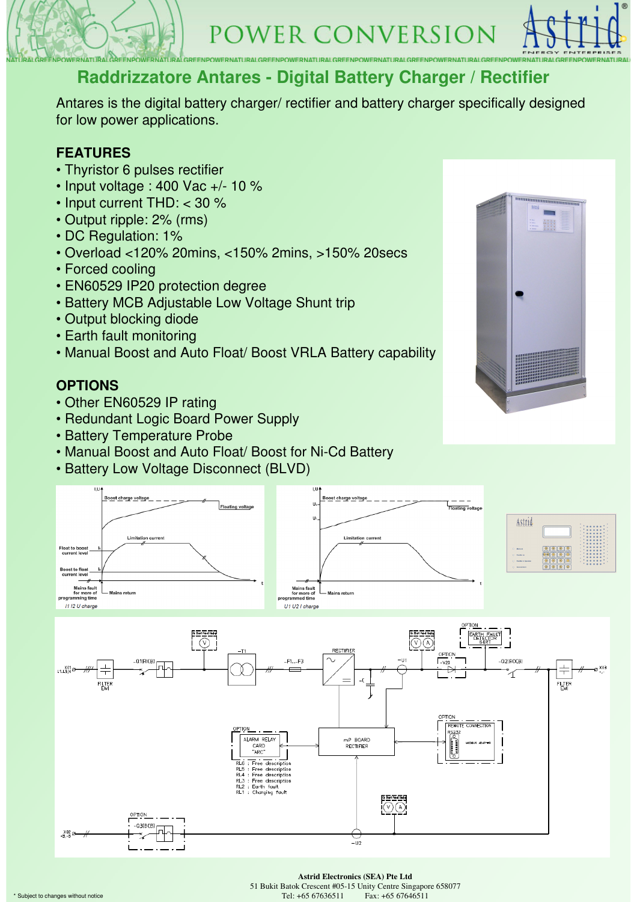# Raddrizzatore Antares - Digital Battery Charger / Rectifier

Antares is the digital battery charger/ rectifier and battery charger specifically designed for low power applications.

## FEATURES

- Thyristor 6 pulses rectifier
- Input voltage : 400 Vac +/- 10 %
- Input current THD: < 30 %
- Output ripple: 2% (rms)
- DC Regulation: 1%
- Overload <120% 20mins, <150% 2mins, >150% 20secs
- Forced cooling
- EN60529 IP20 protection degree
- Battery MCB Adjustable Low Voltage Shunt trip
- Output blocking diode
- Earth fault monitoring
- Manual Boost and Auto Float/ Boost VRLA Battery capability

## OPTIONS

- Other EN60529 IP rating
- Redundant Logic Board Power Supply
- Battery Temperature Probe
- Manual Boost and Auto Float/ Boost for Ni-Cd Battery
- Battery Low Voltage Disconnect (BLVD)

I1 I2 U charge

U1 U2 I charge

**Astrid Electronics (SEA) Pte Ltd**
51 Bukit Batok Crescent #05-15 Unity Centre Singapore 658077
Tel: +65 67636511 Fax: +65 67646511

* Subject to changes without notice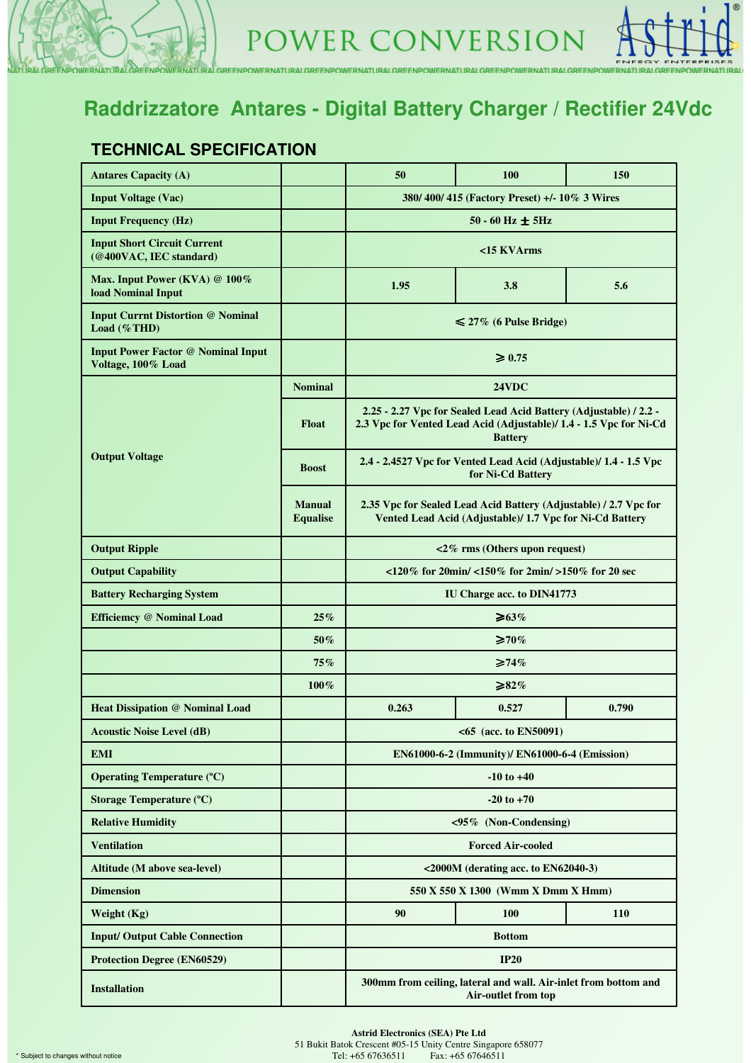# Raddrizzatore Antares - Digital Battery Charger / Rectifier 24Vdc

## TECHNICAL SPECIFICATION

| Antares Capacity (A) | | 50 | 100 | 150 |
|---|---|---|---|---|
| Input Voltage (Vac) | | 380/ 400/ 415 (Factory Preset) +/- 10% 3 Wires | | |
| Input Frequency (Hz) | | 50 - 60 Hz ± 5Hz | | |
| Input Short Circuit Current (@400VAC, IEC standard) | | <15 KVArms | | |
| Max. Input Power (KVA) @ 100% load Nominal Input | | 1.95 | 3.8 | 5.6 |
| Input Currnt Distortion @ Nominal Load (%THD) | | ⩽ 27% (6 Pulse Bridge) | | |
| Input Power Factor @ Nominal Input Voltage, 100% Load | | ⩾ 0.75 | | |
| Output Voltage | Nominal | 24VDC | | |
| | Float | 2.25 - 2.27 Vpc for Sealed Lead Acid Battery (Adjustable) / 2.2 - 2.3 Vpc for Vented Lead Acid (Adjustable)/ 1.4 - 1.5 Vpc for Ni-Cd Battery | | |
| | Boost | 2.4 - 2.4527 Vpc for Vented Lead Acid (Adjustable)/ 1.4 - 1.5 Vpc for Ni-Cd Battery | | |
| | Manual Equalise | 2.35 Vpc for Sealed Lead Acid Battery (Adjustable) / 2.7 Vpc for Vented Lead Acid (Adjustable)/ 1.7 Vpc for Ni-Cd Battery | | |
| Output Ripple | | <2% rms (Others upon request) | | |
| Output Capability | | <120% for 20min/ <150% for 2min/ >150% for 20 sec | | |
| Battery Recharging System | | IU Charge acc. to DIN41773 | | |
| Efficiemcy @ Nominal Load | 25% | ⩾63% | | |
| | 50% | ⩾70% | | |
| | 75% | ⩾74% | | |
| | 100% | ⩾82% | | |
| Heat Dissipation @ Nominal Load | | 0.263 | 0.527 | 0.790 |
| Acoustic Noise Level (dB) | | <65 (acc. to EN50091) | | |
| EMI | | EN61000-6-2 (Immunity)/ EN61000-6-4 (Emission) | | |
| Operating Temperature (ºC) | | -10 to +40 | | |
| Storage Temperature (ºC) | | -20 to +70 | | |
| Relative Humidity | | <95% (Non-Condensing) | | |
| Ventilation | | Forced Air-cooled | | |
| Altitude (M above sea-level) | | <2000M (derating acc. to EN62040-3) | | |
| Dimension | | 550 X 550 X 1300 (Wmm X Dmm X Hmm) | | |
| Weight (Kg) | | 90 | 100 | 110 |
| Input/ Output Cable Connection | | Bottom | | |
| Protection Degree (EN60529) | | IP20 | | |
| Installation | | 300mm from ceiling, lateral and wall. Air-inlet from bottom and Air-outlet from top | | |

* Subject to changes without notice

**Astrid Electronics (SEA) Pte Ltd**
51 Bukit Batok Crescent #05-15 Unity Centre Singapore 658077
Tel: +65 67636511 Fax: +65 67646511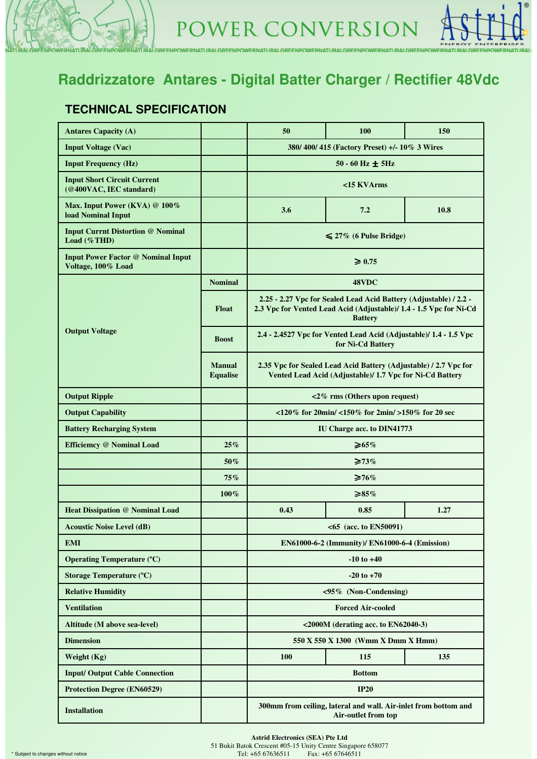# Raddrizzatore Antares - Digital Batter Charger / Rectifier 48Vdc

## TECHNICAL SPECIFICATION

| Antares Capacity (A) | | 50 | 100 | 150 |
|---|---|---|---|---|
| Input Voltage (Vac) | | 380/ 400/ 415 (Factory Preset) +/- 10% 3 Wires | | |
| Input Frequency (Hz) | | 50 - 60 Hz ± 5Hz | | |
| Input Short Circuit Current (@400VAC, IEC standard) | | <15 KVArms | | |
| Max. Input Power (KVA) @ 100% load Nominal Input | | 3.6 | 7.2 | 10.8 |
| Input Currnt Distortion @ Nominal Load (%THD) | | ⩽ 27% (6 Pulse Bridge) | | |
| Input Power Factor @ Nominal Input Voltage, 100% Load | | ⩾ 0.75 | | |
| Output Voltage | Nominal | 48VDC | | |
| | Float | 2.25 - 2.27 Vpc for Sealed Lead Acid Battery (Adjustable) / 2.2 - 2.3 Vpc for Vented Lead Acid (Adjustable)/ 1.4 - 1.5 Vpc for Ni-Cd Battery | | |
| | Boost | 2.4 - 2.4527 Vpc for Vented Lead Acid (Adjustable)/ 1.4 - 1.5 Vpc for Ni-Cd Battery | | |
| | Manual Equalise | 2.35 Vpc for Sealed Lead Acid Battery (Adjustable) / 2.7 Vpc for Vented Lead Acid (Adjustable)/ 1.7 Vpc for Ni-Cd Battery | | |
| Output Ripple | | <2% rms (Others upon request) | | |
| Output Capability | | <120% for 20min/ <150% for 2min/ >150% for 20 sec | | |
| Battery Recharging System | | IU Charge acc. to DIN41773 | | |
| Efficiemcy @ Nominal Load | 25% | ⩾65% | | |
| | 50% | ⩾73% | | |
| | 75% | ⩾76% | | |
| | 100% | ⩾85% | | |
| Heat Dissipation @ Nominal Load | | 0.43 | 0.85 | 1.27 |
| Acoustic Noise Level (dB) | | <65 (acc. to EN50091) | | |
| EMI | | EN61000-6-2 (Immunity)/ EN61000-6-4 (Emission) | | |
| Operating Temperature (ºC) | | -10 to +40 | | |
| Storage Temperature (ºC) | | -20 to +70 | | |
| Relative Humidity | | <95% (Non-Condensing) | | |
| Ventilation | | Forced Air-cooled | | |
| Altitude (M above sea-level) | | <2000M (derating acc. to EN62040-3) | | |
| Dimension | | 550 X 550 X 1300 (Wmm X Dmm X Hmm) | | |
| Weight (Kg) | | 100 | 115 | 135 |
| Input/ Output Cable Connection | | Bottom | | |
| Protection Degree (EN60529) | | IP20 | | |
| Installation | | 300mm from ceiling, lateral and wall. Air-inlet from bottom and Air-outlet from top | | |

\* Subject to changes without notice

**Astrid Electronics (SEA) Pte Ltd**
51 Bukit Batok Crescent #05-15 Unity Centre Singapore 658077
Tel: +65 67636511 Fax: +65 67646511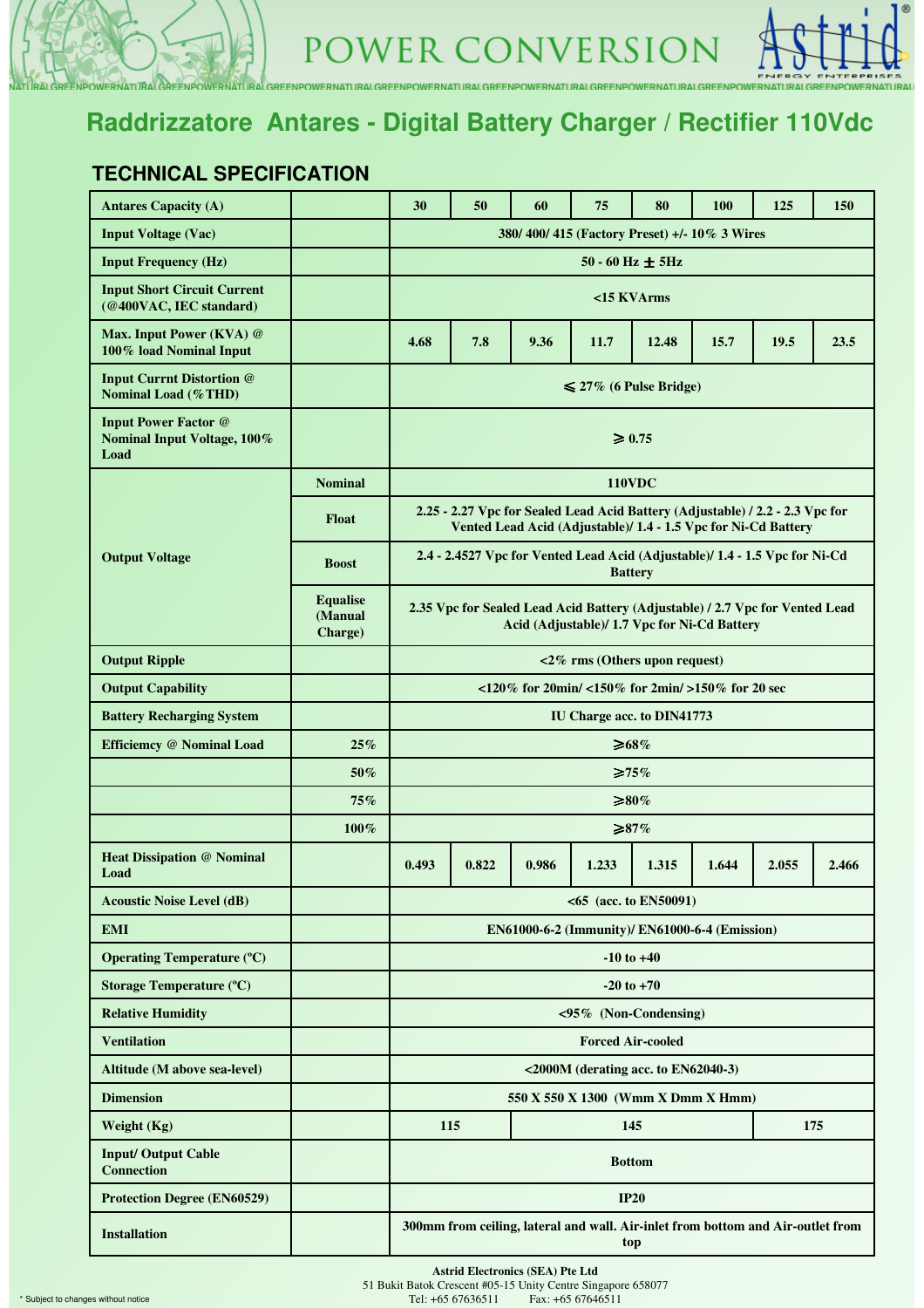# Raddrizzatore Antares - Digital Battery Charger / Rectifier 110Vdc

## TECHNICAL SPECIFICATION

| Antares Capacity (A) | | 30 | 50 | 60 | 75 | 80 | 100 | 125 | 150 |
|---|---|---|---|---|---|---|---|---|---|
| Input Voltage (Vac) | | 380/ 400/ 415 (Factory Preset) +/- 10% 3 Wires | | | | | | | |
| Input Frequency (Hz) | | 50 - 60 Hz ± 5Hz | | | | | | | |
| Input Short Circuit Current (@400VAC, IEC standard) | | <15 KVArms | | | | | | | |
| Max. Input Power (KVA) @ 100% load Nominal Input | | 4.68 | 7.8 | 9.36 | 11.7 | 12.48 | 15.7 | 19.5 | 23.5 |
| Input Currnt Distortion @ Nominal Load (%THD) | | ⩽ 27% (6 Pulse Bridge) | | | | | | | |
| Input Power Factor @ Nominal Input Voltage, 100% Load | | ⩾ 0.75 | | | | | | | |
| Output Voltage | Nominal | 110VDC | | | | | | | |
| | Float | 2.25 - 2.27 Vpc for Sealed Lead Acid Battery (Adjustable) / 2.2 - 2.3 Vpc for Vented Lead Acid (Adjustable)/ 1.4 - 1.5 Vpc for Ni-Cd Battery | | | | | | | |
| | Boost | 2.4 - 2.4527 Vpc for Vented Lead Acid (Adjustable)/ 1.4 - 1.5 Vpc for Ni-Cd Battery | | | | | | | |
| | Equalise (Manual Charge) | 2.35 Vpc for Sealed Lead Acid Battery (Adjustable) / 2.7 Vpc for Vented Lead Acid (Adjustable)/ 1.7 Vpc for Ni-Cd Battery | | | | | | | |
| Output Ripple | | <2% rms (Others upon request) | | | | | | | |
| Output Capability | | <120% for 20min/ <150% for 2min/ >150% for 20 sec | | | | | | | |
| Battery Recharging System | | IU Charge acc. to DIN41773 | | | | | | | |
| Efficiemcy @ Nominal Load | 25% | ⩾68% | | | | | | | |
| | 50% | ⩾75% | | | | | | | |
| | 75% | ⩾80% | | | | | | | |
| | 100% | ⩾87% | | | | | | | |
| Heat Dissipation @ Nominal Load | | 0.493 | 0.822 | 0.986 | 1.233 | 1.315 | 1.644 | 2.055 | 2.466 |
| Acoustic Noise Level (dB) | | <65 (acc. to EN50091) | | | | | | | |
| EMI | | EN61000-6-2 (Immunity)/ EN61000-6-4 (Emission) | | | | | | | |
| Operating Temperature (ºC) | | -10 to +40 | | | | | | | |
| Storage Temperature (ºC) | | -20 to +70 | | | | | | | |
| Relative Humidity | | <95% (Non-Condensing) | | | | | | | |
| Ventilation | | Forced Air-cooled | | | | | | | |
| Altitude (M above sea-level) | | <2000M (derating acc. to EN62040-3) | | | | | | | |
| Dimension | | 550 X 550 X 1300 (Wmm X Dmm X Hmm) | | | | | | | |
| Weight (Kg) | | 115 | | 145 | | | | 175 | |
| Input/ Output Cable Connection | | Bottom | | | | | | | |
| Protection Degree (EN60529) | | IP20 | | | | | | | |
| Installation | | 300mm from ceiling, lateral and wall. Air-inlet from bottom and Air-outlet from top | | | | | | | |

* Subject to changes without notice

**Astrid Electronics (SEA) Pte Ltd**
51 Bukit Batok Crescent #05-15 Unity Centre Singapore 658077
Tel: +65 67636511 Fax: +65 67646511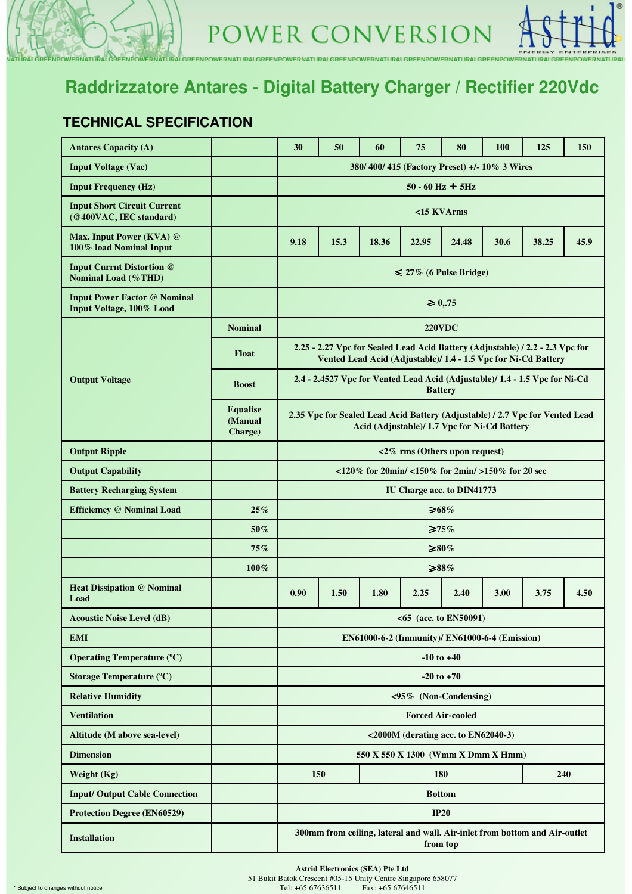# Raddrizzatore Antares - Digital Battery Charger / Rectifier 220Vdc

## TECHNICAL SPECIFICATION

| Antares Capacity (A) | | 30 | 50 | 60 | 75 | 80 | 100 | 125 | 150 |
|---|---|---|---|---|---|---|---|---|---|
| Input Voltage (Vac) | | 380/ 400/ 415 (Factory Preset) +/- 10% 3 Wires | | | | | | | |
| Input Frequency (Hz) | | 50 - 60 Hz ± 5Hz | | | | | | | |
| Input Short Circuit Current (@400VAC, IEC standard) | | <15 KVArms | | | | | | | |
| Max. Input Power (KVA) @ 100% load Nominal Input | | 9.18 | 15.3 | 18.36 | 22.95 | 24.48 | 30.6 | 38.25 | 45.9 |
| Input Currnt Distortion @ Nominal Load (%THD) | | ⩽ 27% (6 Pulse Bridge) | | | | | | | |
| Input Power Factor @ Nominal Input Voltage, 100% Load | | ⩾ 0,.75 | | | | | | | |
| Output Voltage | Nominal | 220VDC | | | | | | | |
| | Float | 2.25 - 2.27 Vpc for Sealed Lead Acid Battery (Adjustable) / 2.2 - 2.3 Vpc for Vented Lead Acid (Adjustable)/ 1.4 - 1.5 Vpc for Ni-Cd Battery | | | | | | | |
| | Boost | 2.4 - 2.4527 Vpc for Vented Lead Acid (Adjustable)/ 1.4 - 1.5 Vpc for Ni-Cd Battery | | | | | | | |
| | Equalise (Manual Charge) | 2.35 Vpc for Sealed Lead Acid Battery (Adjustable) / 2.7 Vpc for Vented Lead Acid (Adjustable)/ 1.7 Vpc for Ni-Cd Battery | | | | | | | |
| Output Ripple | | <2% rms (Others upon request) | | | | | | | |
| Output Capability | | <120% for 20min/ <150% for 2min/ >150% for 20 sec | | | | | | | |
| Battery Recharging System | | IU Charge acc. to DIN41773 | | | | | | | |
| Efficiemcy @ Nominal Load | 25% | ⩾68% | | | | | | | |
| | 50% | ⩾75% | | | | | | | |
| | 75% | ⩾80% | | | | | | | |
| | 100% | ⩾88% | | | | | | | |
| Heat Dissipation @ Nominal Load | | 0.90 | 1.50 | 1.80 | 2.25 | 2.40 | 3.00 | 3.75 | 4.50 |
| Acoustic Noise Level (dB) | | <65 (acc. to EN50091) | | | | | | | |
| EMI | | EN61000-6-2 (Immunity)/ EN61000-6-4 (Emission) | | | | | | | |
| Operating Temperature (ºC) | | -10 to +40 | | | | | | | |
| Storage Temperature (ºC) | | -20 to +70 | | | | | | | |
| Relative Humidity | | <95% (Non-Condensing) | | | | | | | |
| Ventilation | | Forced Air-cooled | | | | | | | |
| Altitude (M above sea-level) | | <2000M (derating acc. to EN62040-3) | | | | | | | |
| Dimension | | 550 X 550 X 1300 (Wmm X Dmm X Hmm) | | | | | | | |
| Weight (Kg) | | 150 | | 180 | | | | 240 | |
| Input/ Output Cable Connection | | Bottom | | | | | | | |
| Protection Degree (EN60529) | | IP20 | | | | | | | |
| Installation | | 300mm from ceiling, lateral and wall. Air-inlet from bottom and Air-outlet from top | | | | | | | |

**Astrid Electronics (SEA) Pte Ltd**
51 Bukit Batok Crescent #05-15 Unity Centre Singapore 658077
Tel: +65 67636511 Fax: +65 67646511

* Subject to changes without notice